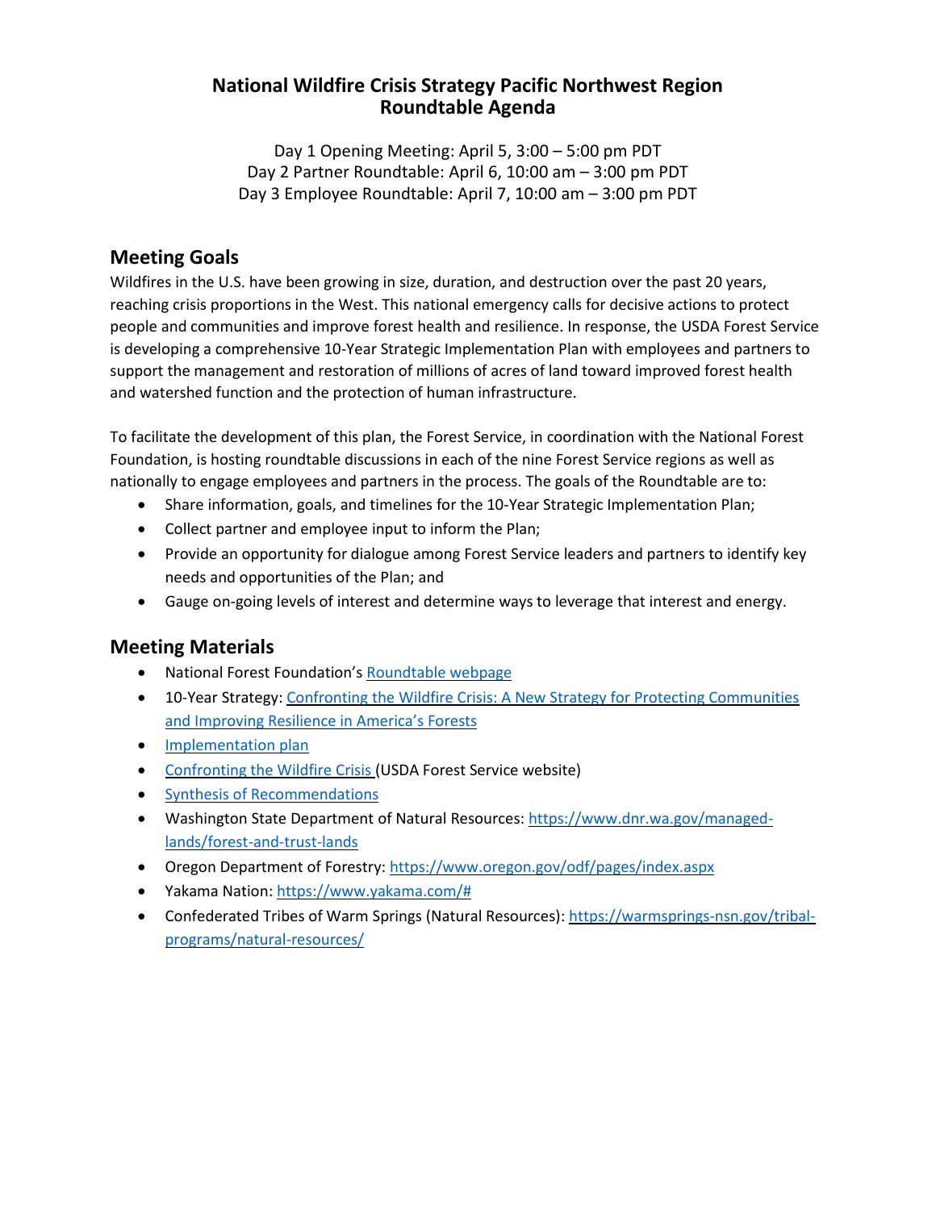# National Wildfire Crisis Strategy Pacific Northwest Region Roundtable Agenda

Day 1 Opening Meeting: April 5, 3:00 – 5:00 pm PDT
Day 2 Partner Roundtable: April 6, 10:00 am – 3:00 pm PDT
Day 3 Employee Roundtable: April 7, 10:00 am – 3:00 pm PDT

## Meeting Goals

Wildfires in the U.S. have been growing in size, duration, and destruction over the past 20 years, reaching crisis proportions in the West. This national emergency calls for decisive actions to protect people and communities and improve forest health and resilience. In response, the USDA Forest Service is developing a comprehensive 10-Year Strategic Implementation Plan with employees and partners to support the management and restoration of millions of acres of land toward improved forest health and watershed function and the protection of human infrastructure.

To facilitate the development of this plan, the Forest Service, in coordination with the National Forest Foundation, is hosting roundtable discussions in each of the nine Forest Service regions as well as nationally to engage employees and partners in the process. The goals of the Roundtable are to:

- Share information, goals, and timelines for the 10-Year Strategic Implementation Plan;
- Collect partner and employee input to inform the Plan;
- Provide an opportunity for dialogue among Forest Service leaders and partners to identify key needs and opportunities of the Plan; and
- Gauge on-going levels of interest and determine ways to leverage that interest and energy.

## Meeting Materials

- National Forest Foundation's Roundtable webpage
- 10-Year Strategy: Confronting the Wildfire Crisis: A New Strategy for Protecting Communities and Improving Resilience in America's Forests
- Implementation plan
- Confronting the Wildfire Crisis (USDA Forest Service website)
- Synthesis of Recommendations
- Washington State Department of Natural Resources: https://www.dnr.wa.gov/managed-lands/forest-and-trust-lands
- Oregon Department of Forestry: https://www.oregon.gov/odf/pages/index.aspx
- Yakama Nation: https://www.yakama.com/#
- Confederated Tribes of Warm Springs (Natural Resources): https://warmsprings-nsn.gov/tribal-programs/natural-resources/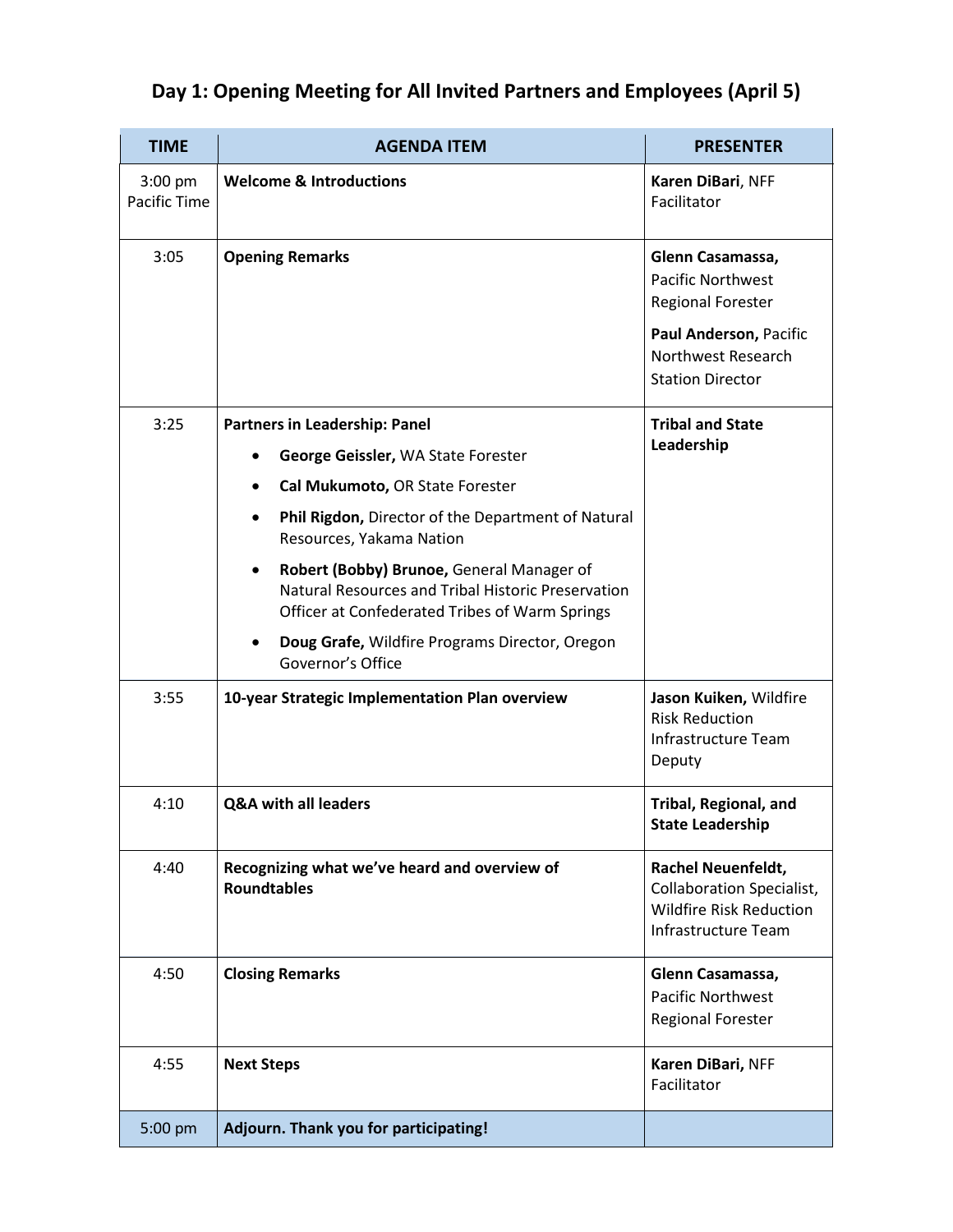## Day 1: Opening Meeting for All Invited Partners and Employees (April 5)

| TIME | AGENDA ITEM | PRESENTER |
|---|---|---|
| 3:00 pm Pacific Time | **Welcome & Introductions** | **Karen DiBari**, NFF Facilitator |
| 3:05 | **Opening Remarks** | **Glenn Casamassa,** Pacific Northwest Regional Forester<br><br>**Paul Anderson,** Pacific Northwest Research Station Director |
| 3:25 | **Partners in Leadership: Panel**<br>• **George Geissler,** WA State Forester<br>• **Cal Mukumoto,** OR State Forester<br>• **Phil Rigdon,** Director of the Department of Natural Resources, Yakama Nation<br>• **Robert (Bobby) Brunoe,** General Manager of Natural Resources and Tribal Historic Preservation Officer at Confederated Tribes of Warm Springs<br>• **Doug Grafe,** Wildfire Programs Director, Oregon Governor's Office | **Tribal and State Leadership** |
| 3:55 | **10-year Strategic Implementation Plan overview** | **Jason Kuiken,** Wildfire Risk Reduction Infrastructure Team Deputy |
| 4:10 | **Q&A with all leaders** | **Tribal, Regional, and State Leadership** |
| 4:40 | **Recognizing what we've heard and overview of Roundtables** | **Rachel Neuenfeldt,** Collaboration Specialist, Wildfire Risk Reduction Infrastructure Team |
| 4:50 | **Closing Remarks** | **Glenn Casamassa,** Pacific Northwest Regional Forester |
| 4:55 | **Next Steps** | **Karen DiBari,** NFF Facilitator |
| 5:00 pm | **Adjourn. Thank you for participating!** | |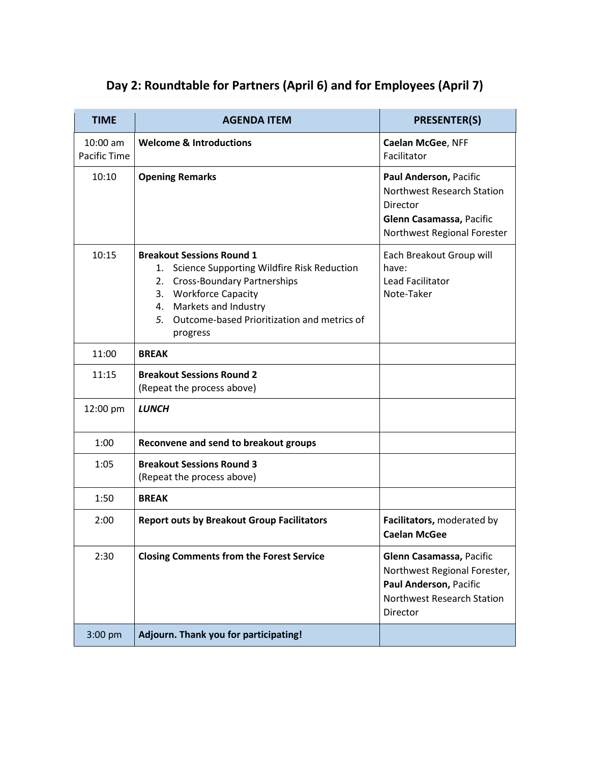## Day 2: Roundtable for Partners (April 6) and for Employees (April 7)

| TIME | AGENDA ITEM | PRESENTER(S) |
|---|---|---|
| 10:00 am Pacific Time | **Welcome & Introductions** | **Caelan McGee**, NFF Facilitator |
| 10:10 | **Opening Remarks** | **Paul Anderson,** Pacific Northwest Research Station Director<br>**Glenn Casamassa,** Pacific Northwest Regional Forester |
| 10:15 | **Breakout Sessions Round 1**<br>1. Science Supporting Wildfire Risk Reduction<br>2. Cross-Boundary Partnerships<br>3. Workforce Capacity<br>4. Markets and Industry<br>5. Outcome-based Prioritization and metrics of progress | Each Breakout Group will have:<br>Lead Facilitator<br>Note-Taker |
| 11:00 | **BREAK** | |
| 11:15 | **Breakout Sessions Round 2**<br>(Repeat the process above) | |
| 12:00 pm | ***LUNCH*** | |
| 1:00 | **Reconvene and send to breakout groups** | |
| 1:05 | **Breakout Sessions Round 3**<br>(Repeat the process above) | |
| 1:50 | **BREAK** | |
| 2:00 | **Report outs by Breakout Group Facilitators** | **Facilitators,** moderated by **Caelan McGee** |
| 2:30 | **Closing Comments from the Forest Service** | **Glenn Casamassa,** Pacific Northwest Regional Forester,<br>**Paul Anderson,** Pacific Northwest Research Station Director |
| 3:00 pm | **Adjourn. Thank you for participating!** | |